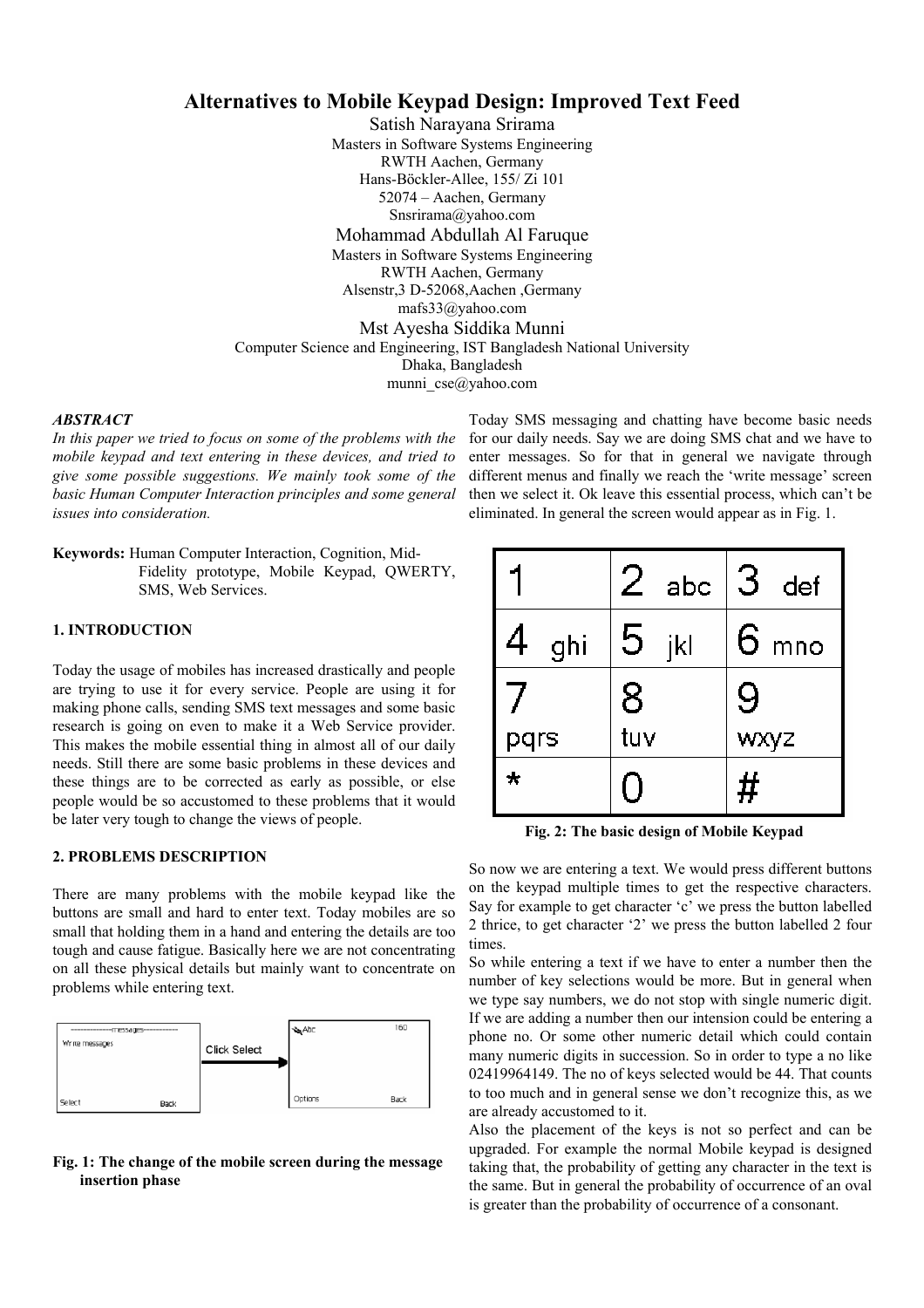# Alternatives to Mobile Keypad Design: Improved Text Feed

Satish Narayana Srirama
Masters in Software Systems Engineering
RWTH Aachen, Germany
Hans-Böckler-Allee, 155/ Zi 101
52074 – Aachen, Germany
Snsrirama@yahoo.com

Mohammad Abdullah Al Faruque
Masters in Software Systems Engineering
RWTH Aachen, Germany
Alsenstr,3 D-52068,Aachen ,Germany
mafs33@yahoo.com

Mst Ayesha Siddika Munni
Computer Science and Engineering, IST Bangladesh National University
Dhaka, Bangladesh
munni_cse@yahoo.com

***ABSTRACT***

*In this paper we tried to focus on some of the problems with the mobile keypad and text entering in these devices, and tried to give some possible suggestions. We mainly took some of the basic Human Computer Interaction principles and some general issues into consideration.*

**Keywords:** Human Computer Interaction, Cognition, Mid-Fidelity prototype, Mobile Keypad, QWERTY, SMS, Web Services.

## 1. INTRODUCTION

Today the usage of mobiles has increased drastically and people are trying to use it for every service. People are using it for making phone calls, sending SMS text messages and some basic research is going on even to make it a Web Service provider. This makes the mobile essential thing in almost all of our daily needs. Still there are some basic problems in these devices and these things are to be corrected as early as possible, or else people would be so accustomed to these problems that it would be later very tough to change the views of people.

## 2. PROBLEMS DESCRIPTION

There are many problems with the mobile keypad like the buttons are small and hard to enter text. Today mobiles are so small that holding them in a hand and entering the details are too tough and cause fatigue. Basically here we are not concentrating on all these physical details but mainly want to concentrate on problems while entering text.

| ------messages------ | | | Abc | 160 |
|---|---|---|---|---|
| Write messages | | Click Select → | | |
| Select | Back | | Options | Back |

**Fig. 1: The change of the mobile screen during the message insertion phase**

Today SMS messaging and chatting have become basic needs for our daily needs. Say we are doing SMS chat and we have to enter messages. So for that in general we navigate through different menus and finally we reach the 'write message' screen then we select it. Ok leave this essential process, which can't be eliminated. In general the screen would appear as in Fig. 1.

| | | |
|---|---|---|
| 1 | 2 abc | 3 def |
| 4 ghi | 5 jkl | 6 mno |
| 7 pqrs | 8 tuv | 9 wxyz |
| * | 0 | # |

**Fig. 2: The basic design of Mobile Keypad**

So now we are entering a text. We would press different buttons on the keypad multiple times to get the respective characters. Say for example to get character 'c' we press the button labelled 2 thrice, to get character '2' we press the button labelled 2 four times.

So while entering a text if we have to enter a number then the number of key selections would be more. But in general when we type say numbers, we do not stop with single numeric digit. If we are adding a number then our intension could be entering a phone no. Or some other numeric detail which could contain many numeric digits in succession. So in order to type a no like 02419964149. The no of keys selected would be 44. That counts to too much and in general sense we don't recognize this, as we are already accustomed to it.

Also the placement of the keys is not so perfect and can be upgraded. For example the normal Mobile keypad is designed taking that, the probability of getting any character in the text is the same. But in general the probability of occurrence of an oval is greater than the probability of occurrence of a consonant.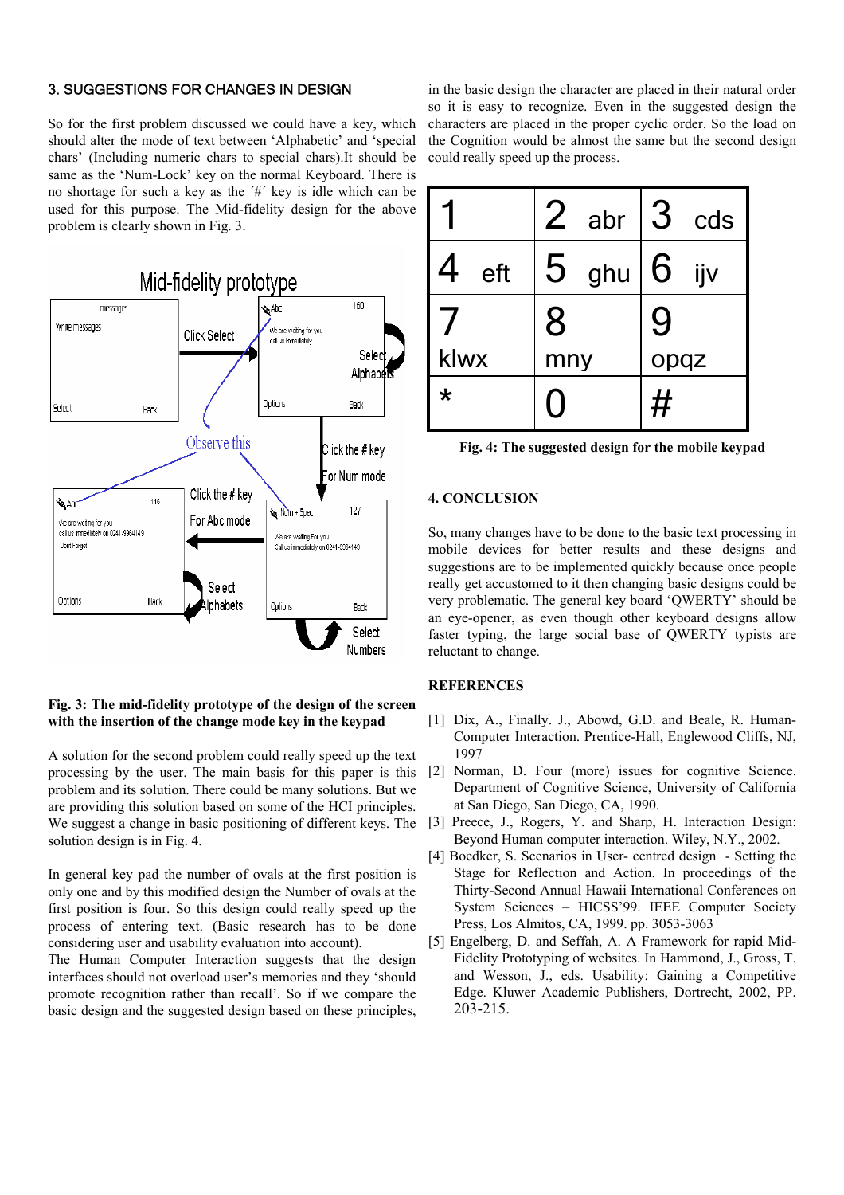## 3. SUGGESTIONS FOR CHANGES IN DESIGN

So for the first problem discussed we could have a key, which should alter the mode of text between 'Alphabetic' and 'special chars' (Including numeric chars to special chars).It should be same as the 'Num-Lock' key on the normal Keyboard. There is no shortage for such a key as the '#' key is idle which can be used for this purpose. The Mid-fidelity design for the above problem is clearly shown in Fig. 3.

Mid-fidelity prototype

------------messages----------

Write messages

Select

Back

Click Select

Abc

160

We are waiting for you call us immediately

Select Alphabets

Options

Back

Observe this

Click the # key For Num mode

Abc

116

We are waiting for you call us immediately on 0241-8964149 Dont Forget

Options

Back

Click the # key For Abc mode

Select Alphabets

Num + Spec

127

We are waiting For you Call us immediately on 0241-8964149

Options

Back

Select Numbers

**Fig. 3: The mid-fidelity prototype of the design of the screen with the insertion of the change mode key in the keypad**

A solution for the second problem could really speed up the text processing by the user. The main basis for this paper is this problem and its solution. There could be many solutions. But we are providing this solution based on some of the HCI principles. We suggest a change in basic positioning of different keys. The solution design is in Fig. 4.

In general key pad the number of ovals at the first position is only one and by this modified design the Number of ovals at the first position is four. So this design could really speed up the process of entering text. (Basic research has to be done considering user and usability evaluation into account).

The Human Computer Interaction suggests that the design interfaces should not overload user's memories and they 'should promote recognition rather than recall'. So if we compare the basic design and the suggested design based on these principles, in the basic design the character are placed in their natural order so it is easy to recognize. Even in the suggested design the characters are placed in the proper cyclic order. So the load on the Cognition would be almost the same but the second design could really speed up the process.

| | | |
|---|---|---|
| 1 | 2 abr | 3 cds |
| 4 eft | 5 ghu | 6 ijv |
| 7 klwx | 8 mny | 9 opqz |
| * | 0 | # |

**Fig. 4: The suggested design for the mobile keypad**

## 4. CONCLUSION

So, many changes have to be done to the basic text processing in mobile devices for better results and these designs and suggestions are to be implemented quickly because once people really get accustomed to it then changing basic designs could be very problematic. The general key board 'QWERTY' should be an eye-opener, as even though other keyboard designs allow faster typing, the large social base of QWERTY typists are reluctant to change.

## REFERENCES

[1] Dix, A., Finally. J., Abowd, G.D. and Beale, R. Human-Computer Interaction. Prentice-Hall, Englewood Cliffs, NJ, 1997

[2] Norman, D. Four (more) issues for cognitive Science. Department of Cognitive Science, University of California at San Diego, San Diego, CA, 1990.

[3] Preece, J., Rogers, Y. and Sharp, H. Interaction Design: Beyond Human computer interaction. Wiley, N.Y., 2002.

[4] Boedker, S. Scenarios in User- centred design - Setting the Stage for Reflection and Action. In proceedings of the Thirty-Second Annual Hawaii International Conferences on System Sciences – HICSS'99. IEEE Computer Society Press, Los Almitos, CA, 1999. pp. 3053-3063

[5] Engelberg, D. and Seffah, A. A Framework for rapid Mid-Fidelity Prototyping of websites. In Hammond, J., Gross, T. and Wesson, J., eds. Usability: Gaining a Competitive Edge. Kluwer Academic Publishers, Dortrecht, 2002, PP. 203-215.